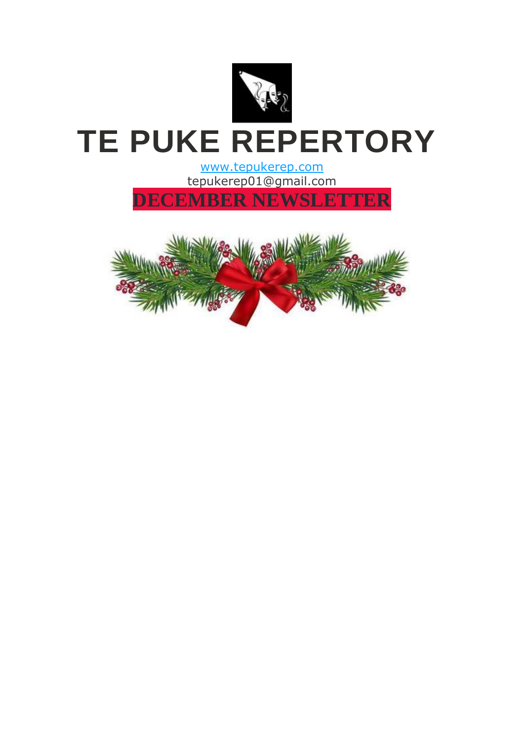# TE PUKE REPERTORY

www.tepukerep.com

tepukerep01@gmail.com

## DECEMBER NEWSLETTER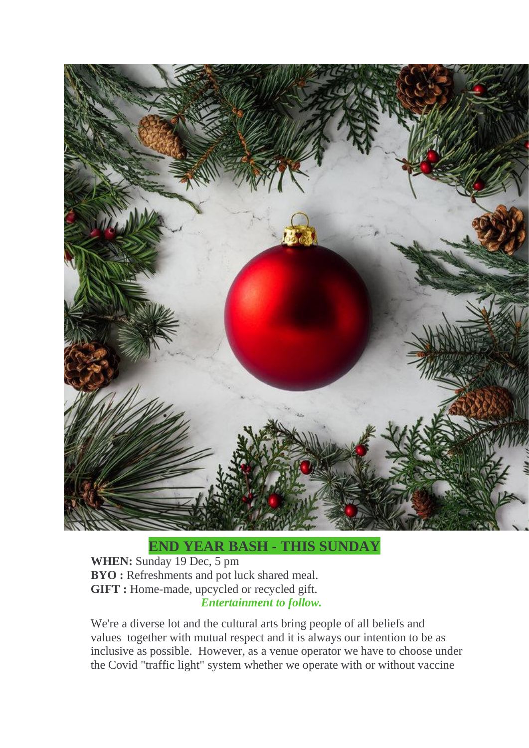## END YEAR BASH - THIS SUNDAY

**WHEN:** Sunday 19 Dec, 5 pm
**BYO :** Refreshments and pot luck shared meal.
**GIFT :** Home-made, upcycled or recycled gift.
***Entertainment to follow.***

We're a diverse lot and the cultural arts bring people of all beliefs and values together with mutual respect and it is always our intention to be as inclusive as possible. However, as a venue operator we have to choose under the Covid "traffic light" system whether we operate with or without vaccine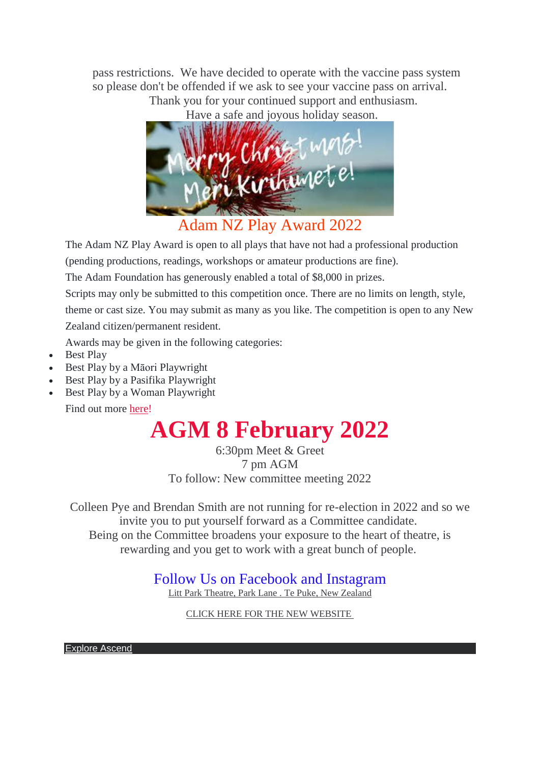pass restrictions.  We have decided to operate with the vaccine pass system so please don't be offended if we ask to see your vaccine pass on arrival.

Thank you for your continued support and enthusiasm.

Have a safe and joyous holiday season.

## Adam NZ Play Award 2022

The Adam NZ Play Award is open to all plays that have not had a professional production (pending productions, readings, workshops or amateur productions are fine).

The Adam Foundation has generously enabled a total of $8,000 in prizes.

Scripts may only be submitted to this competition once. There are no limits on length, style, theme or cast size. You may submit as many as you like. The competition is open to any New Zealand citizen/permanent resident.

Awards may be given in the following categories:

- Best Play
- Best Play by a Māori Playwright
- Best Play by a Pasifika Playwright
- Best Play by a Woman Playwright

Find out more here!

# AGM 8 February 2022

6:30pm Meet & Greet

7 pm AGM

To follow: New committee meeting 2022

Colleen Pye and Brendan Smith are not running for re-election in 2022 and so we invite you to put yourself forward as a Committee candidate.

Being on the Committee broadens your exposure to the heart of theatre, is rewarding and you get to work with a great bunch of people.

## Follow Us on Facebook and Instagram

Litt Park Theatre, Park Lane . Te Puke, New Zealand

CLICK HERE FOR THE NEW WEBSITE

Explore Ascend